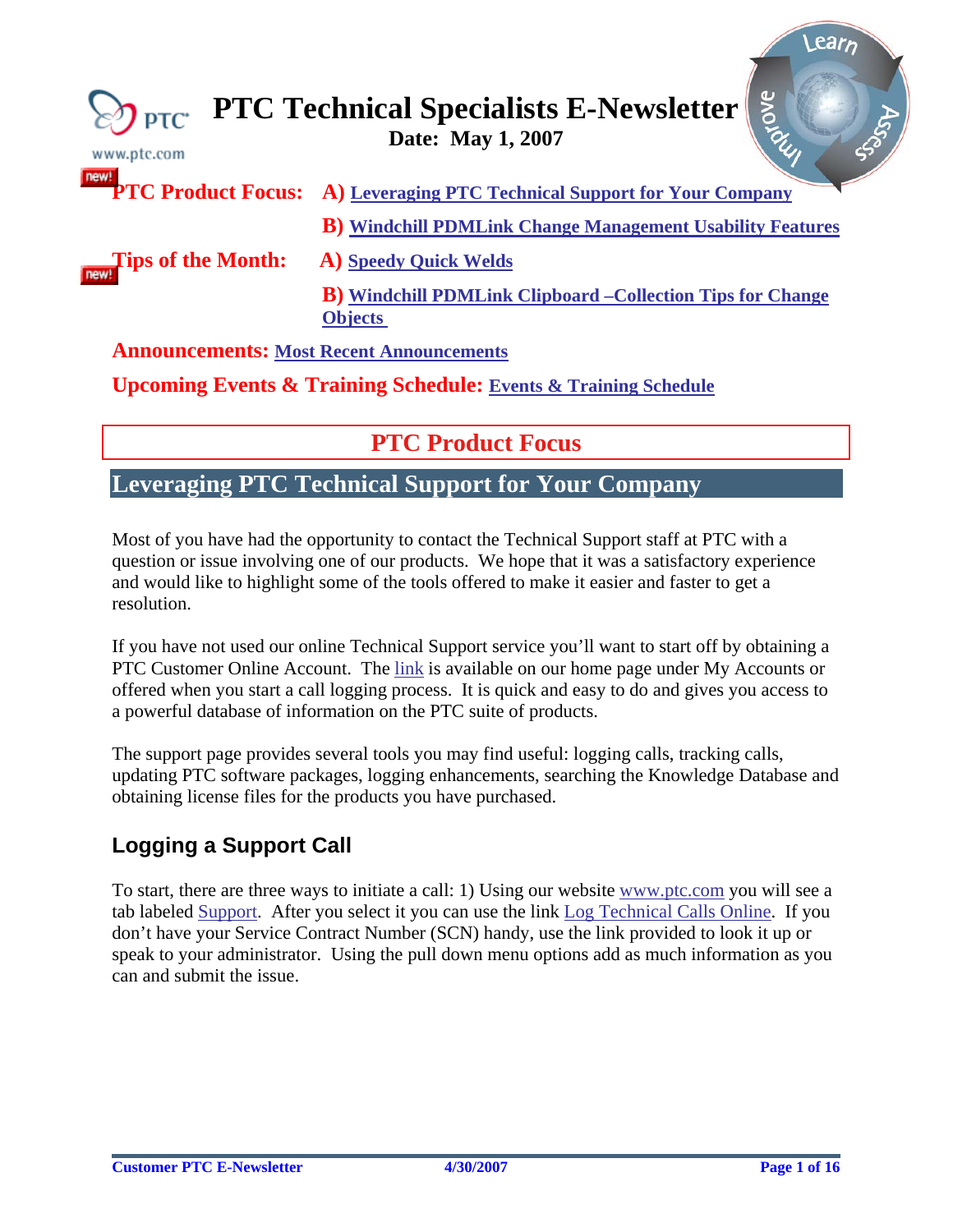# PTC Technical Specialists E-Newsletter

**Date: May 1, 2007**

**PTC Product Focus:** **A)** Leveraging PTC Technical Support for Your Company

**B)** Windchill PDMLink Change Management Usability Features

**Tips of the Month:** **A)** Speedy Quick Welds

**B)** Windchill PDMLink Clipboard –Collection Tips for Change Objects

**Announcements:** Most Recent Announcements

**Upcoming Events & Training Schedule:** Events & Training Schedule

## PTC Product Focus

## Leveraging PTC Technical Support for Your Company

Most of you have had the opportunity to contact the Technical Support staff at PTC with a question or issue involving one of our products. We hope that it was a satisfactory experience and would like to highlight some of the tools offered to make it easier and faster to get a resolution.

If you have not used our online Technical Support service you'll want to start off by obtaining a PTC Customer Online Account. The link is available on our home page under My Accounts or offered when you start a call logging process. It is quick and easy to do and gives you access to a powerful database of information on the PTC suite of products.

The support page provides several tools you may find useful: logging calls, tracking calls, updating PTC software packages, logging enhancements, searching the Knowledge Database and obtaining license files for the products you have purchased.

### Logging a Support Call

To start, there are three ways to initiate a call: 1) Using our website www.ptc.com you will see a tab labeled Support. After you select it you can use the link Log Technical Calls Online. If you don't have your Service Contract Number (SCN) handy, use the link provided to look it up or speak to your administrator. Using the pull down menu options add as much information as you can and submit the issue.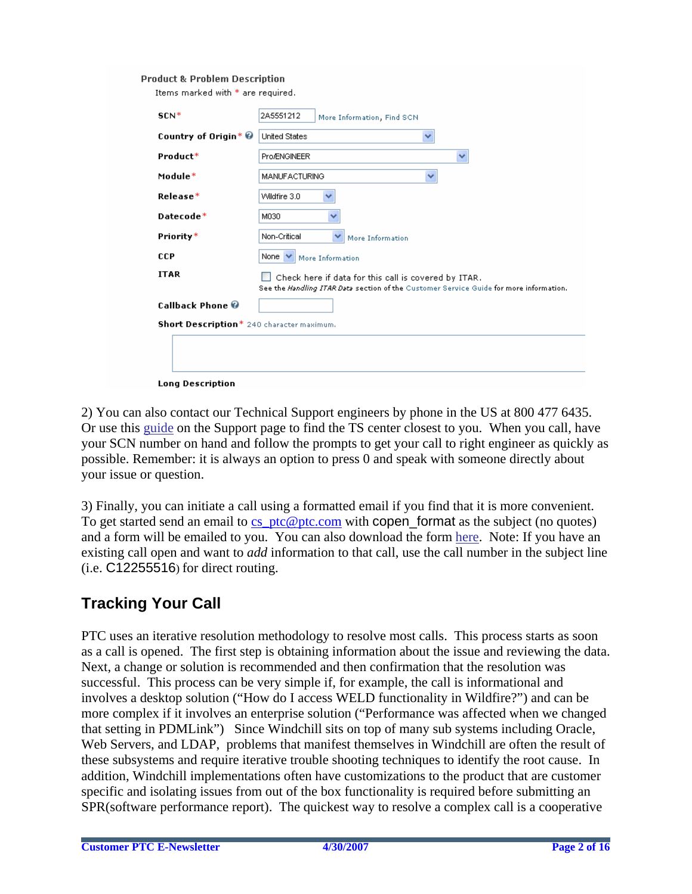**Product & Problem Description**

Items marked with * are required.

| | |
|---|---|
| **SCN*** | 2A5551212 More Information, Find SCN |
| **Country of Origin*** | United States |
| **Product*** | Pro/ENGINEER |
| **Module*** | MANUFACTURING |
| **Release*** | Wildfire 3.0 |
| **Datecode*** | M030 |
| **Priority*** | Non-Critical More Information |
| **CCP** | None More Information |
| **ITAR** | Check here if data for this call is covered by ITAR. See the *Handling ITAR Data* section of the Customer Service Guide for more information. |
| **Callback Phone** | |
| **Short Description*** | 240 character maximum. |
| **Long Description** | |

2) You can also contact our Technical Support engineers by phone in the US at 800 477 6435. Or use this guide on the Support page to find the TS center closest to you. When you call, have your SCN number on hand and follow the prompts to get your call to right engineer as quickly as possible. Remember: it is always an option to press 0 and speak with someone directly about your issue or question.

3) Finally, you can initiate a call using a formatted email if you find that it is more convenient. To get started send an email to cs_ptc@ptc.com with copen_format as the subject (no quotes) and a form will be emailed to you. You can also download the form here. Note: If you have an existing call open and want to *add* information to that call, use the call number in the subject line (i.e. C12255516) for direct routing.

## Tracking Your Call

PTC uses an iterative resolution methodology to resolve most calls. This process starts as soon as a call is opened. The first step is obtaining information about the issue and reviewing the data. Next, a change or solution is recommended and then confirmation that the resolution was successful. This process can be very simple if, for example, the call is informational and involves a desktop solution ("How do I access WELD functionality in Wildfire?") and can be more complex if it involves an enterprise solution ("Performance was affected when we changed that setting in PDMLink") Since Windchill sits on top of many sub systems including Oracle, Web Servers, and LDAP, problems that manifest themselves in Windchill are often the result of these subsystems and require iterative trouble shooting techniques to identify the root cause. In addition, Windchill implementations often have customizations to the product that are customer specific and isolating issues from out of the box functionality is required before submitting an SPR(software performance report). The quickest way to resolve a complex call is a cooperative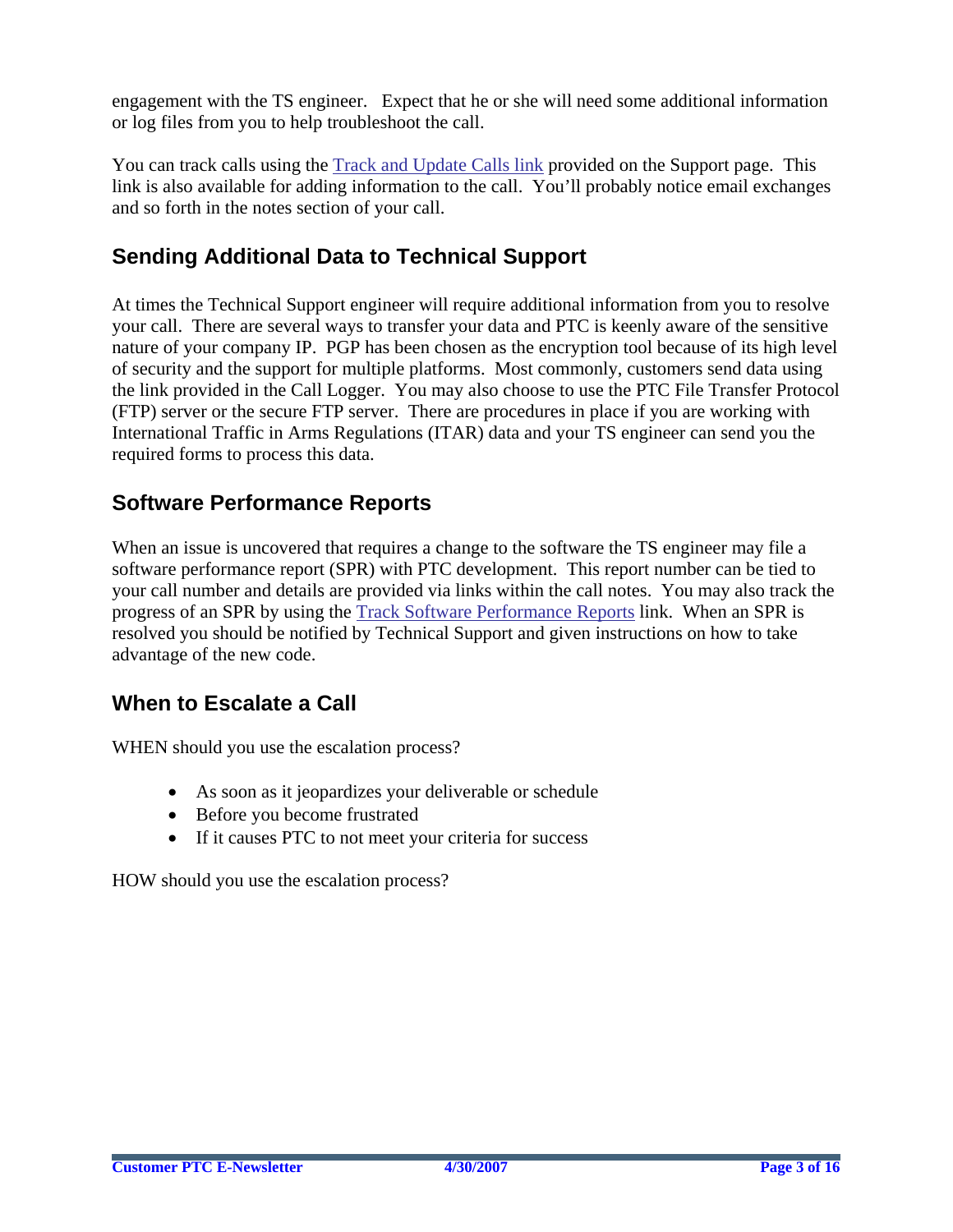engagement with the TS engineer. Expect that he or she will need some additional information or log files from you to help troubleshoot the call.

You can track calls using the Track and Update Calls link provided on the Support page. This link is also available for adding information to the call. You'll probably notice email exchanges and so forth in the notes section of your call.

## Sending Additional Data to Technical Support

At times the Technical Support engineer will require additional information from you to resolve your call. There are several ways to transfer your data and PTC is keenly aware of the sensitive nature of your company IP. PGP has been chosen as the encryption tool because of its high level of security and the support for multiple platforms. Most commonly, customers send data using the link provided in the Call Logger. You may also choose to use the PTC File Transfer Protocol (FTP) server or the secure FTP server. There are procedures in place if you are working with International Traffic in Arms Regulations (ITAR) data and your TS engineer can send you the required forms to process this data.

## Software Performance Reports

When an issue is uncovered that requires a change to the software the TS engineer may file a software performance report (SPR) with PTC development. This report number can be tied to your call number and details are provided via links within the call notes. You may also track the progress of an SPR by using the Track Software Performance Reports link. When an SPR is resolved you should be notified by Technical Support and given instructions on how to take advantage of the new code.

## When to Escalate a Call

WHEN should you use the escalation process?

- As soon as it jeopardizes your deliverable or schedule
- Before you become frustrated
- If it causes PTC to not meet your criteria for success

HOW should you use the escalation process?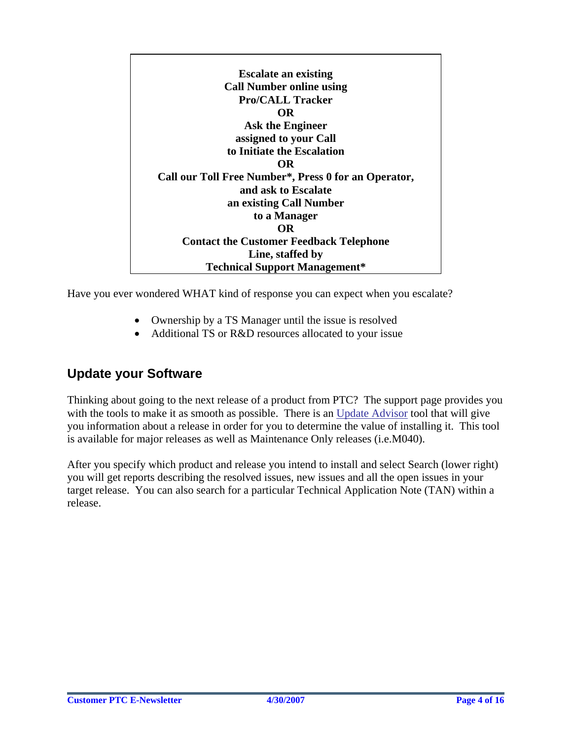**Escalate an existing**
**Call Number online using**
**Pro/CALL Tracker**
**OR**
**Ask the Engineer**
**assigned to your Call**
**to Initiate the Escalation**
**OR**
**Call our Toll Free Number*, Press 0 for an Operator,**
**and ask to Escalate**
**an existing Call Number**
**to a Manager**
**OR**
**Contact the Customer Feedback Telephone**
**Line, staffed by**
**Technical Support Management***

Have you ever wondered WHAT kind of response you can expect when you escalate?

- Ownership by a TS Manager until the issue is resolved
- Additional TS or R&D resources allocated to your issue

## Update your Software

Thinking about going to the next release of a product from PTC? The support page provides you with the tools to make it as smooth as possible. There is an Update Advisor tool that will give you information about a release in order for you to determine the value of installing it. This tool is available for major releases as well as Maintenance Only releases (i.e.M040).

After you specify which product and release you intend to install and select Search (lower right) you will get reports describing the resolved issues, new issues and all the open issues in your target release. You can also search for a particular Technical Application Note (TAN) within a release.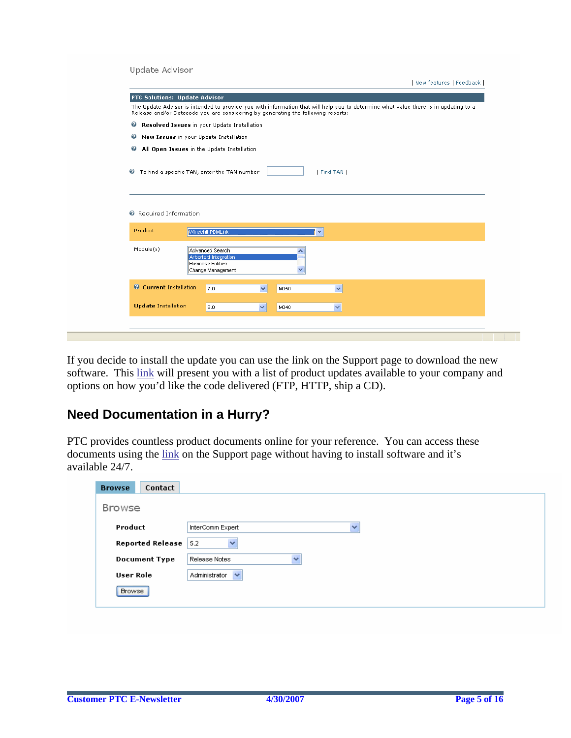Update Advisor

| New features | Feedback |

**PTC Solutions: Update Advisor**

The Update Advisor is intended to provide you with information that will help you to determine what value there is in updating to a Release and/or Datecode you are considering by generating the following reports:

- **Resolved Issues** in your Update Installation
- **New Issues** in your Update Installation
- **All Open Issues** in the Update Installation

To find a specific TAN, enter the TAN number | Find TAN |

Required Information

| | | |
|---|---|---|
| Product | Windchill PDMLink | |
| Module(s) | Advanced Search, Arbortext Integration, Business Entities, Change Management | |
| **Current** Installation | 7.0 | M050 |
| **Update** Installation | 8.0 | M040 |

If you decide to install the update you can use the link on the Support page to download the new software. This link will present you with a list of product updates available to your company and options on how you'd like the code delivered (FTP, HTTP, ship a CD).

## Need Documentation in a Hurry?

PTC provides countless product documents online for your reference. You can access these documents using the link on the Support page without having to install software and it's available 24/7.

**Browse** | **Contact**

Browse

| | |
|---|---|
| **Product** | InterComm Expert |
| **Reported Release** | 5.2 |
| **Document Type** | Release Notes |
| **User Role** | Administrator |

Browse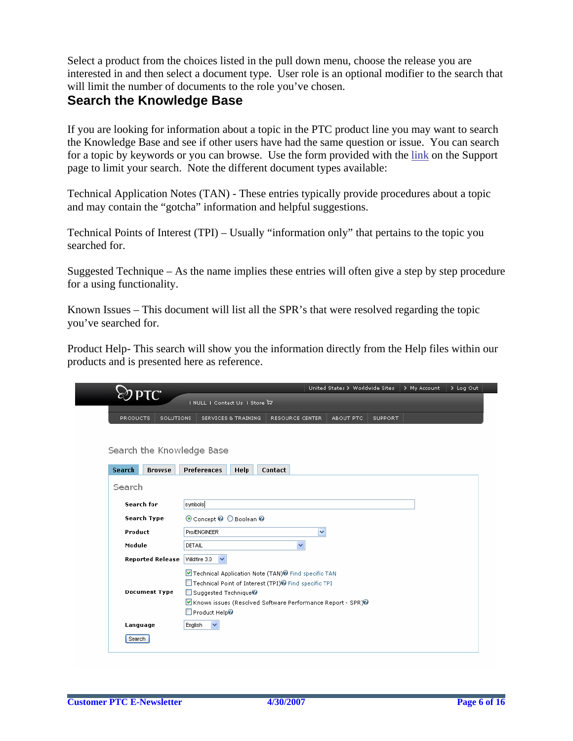Select a product from the choices listed in the pull down menu, choose the release you are interested in and then select a document type. User role is an optional modifier to the search that will limit the number of documents to the role you've chosen.

## Search the Knowledge Base

If you are looking for information about a topic in the PTC product line you may want to search the Knowledge Base and see if other users have had the same question or issue. You can search for a topic by keywords or you can browse. Use the form provided with the link on the Support page to limit your search. Note the different document types available:

Technical Application Notes (TAN) - These entries typically provide procedures about a topic and may contain the "gotcha" information and helpful suggestions.

Technical Points of Interest (TPI) – Usually "information only" that pertains to the topic you searched for.

Suggested Technique – As the name implies these entries will often give a step by step procedure for a using functionality.

Known Issues – This document will list all the SPR's that were resolved regarding the topic you've searched for.

Product Help- This search will show you the information directly from the Help files within our products and is presented here as reference.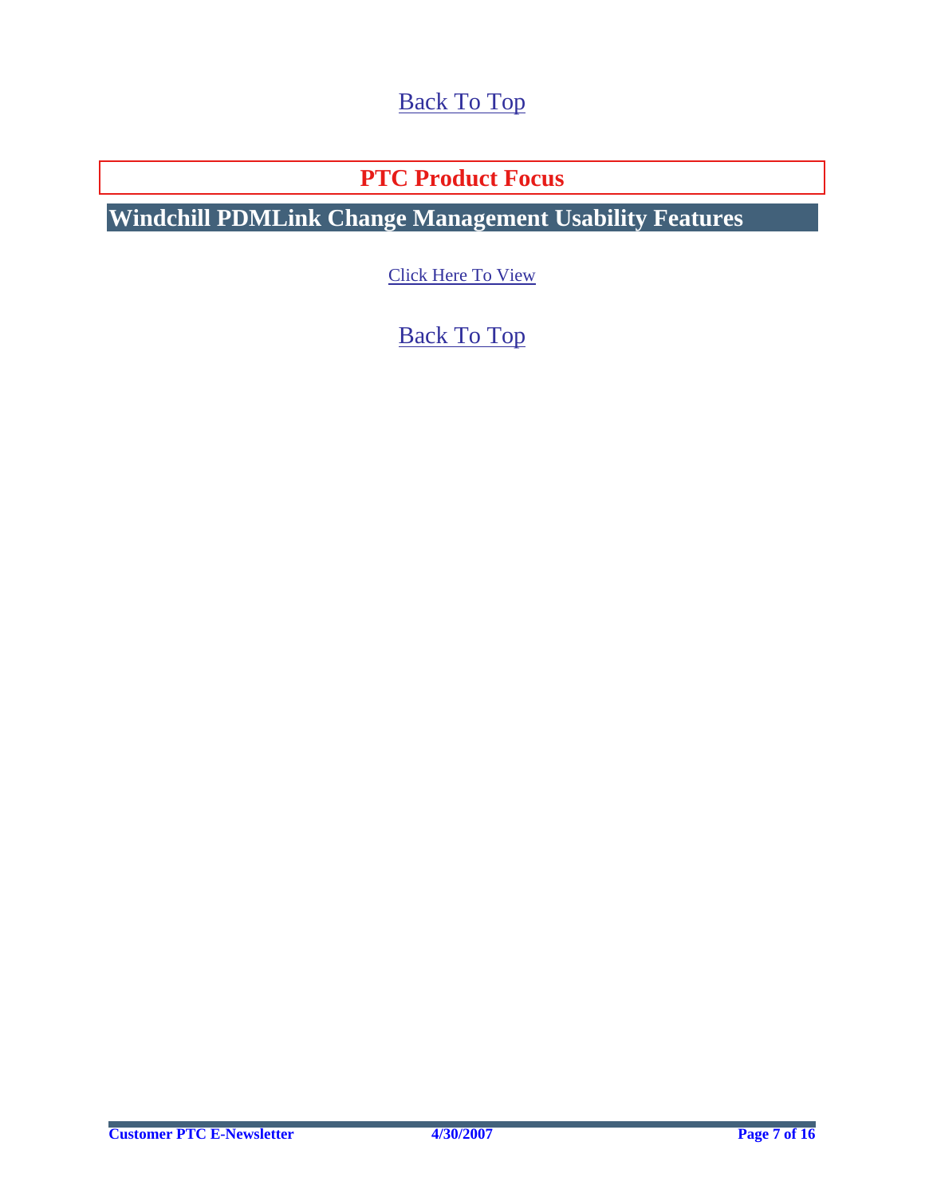Back To Top

## PTC Product Focus

## Windchill PDMLink Change Management Usability Features

Click Here To View

Back To Top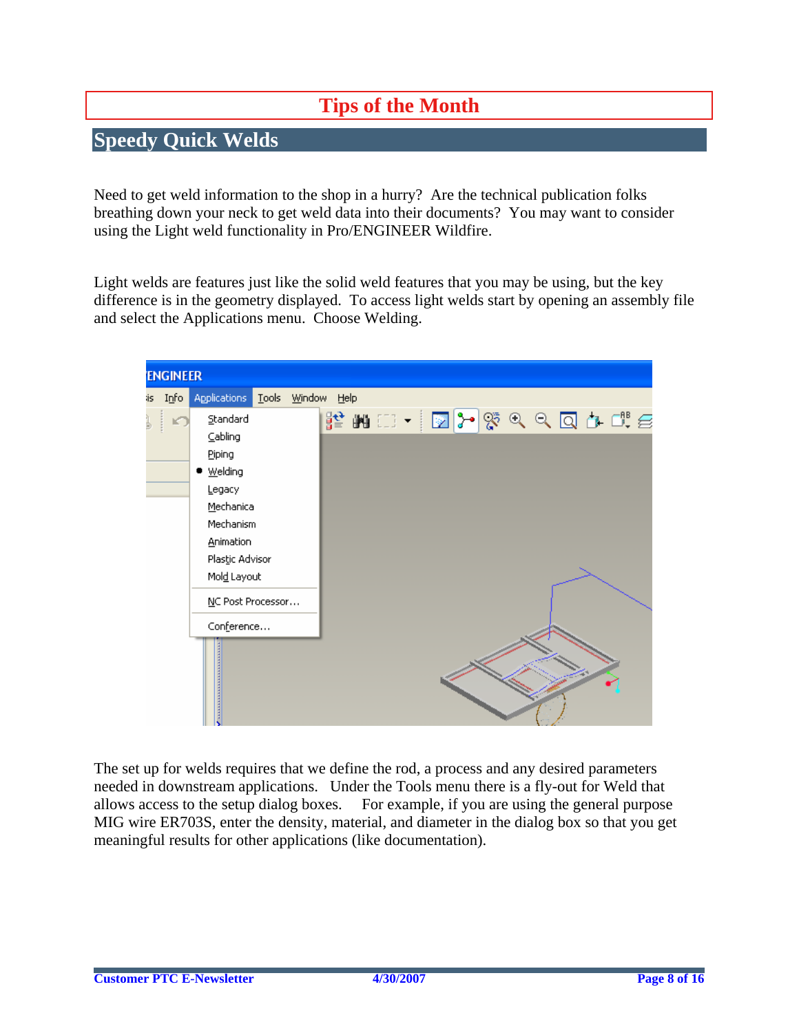# Tips of the Month

## Speedy Quick Welds

Need to get weld information to the shop in a hurry? Are the technical publication folks breathing down your neck to get weld data into their documents? You may want to consider using the Light weld functionality in Pro/ENGINEER Wildfire.

Light welds are features just like the solid weld features that you may be using, but the key difference is in the geometry displayed. To access light welds start by opening an assembly file and select the Applications menu. Choose Welding.

The set up for welds requires that we define the rod, a process and any desired parameters needed in downstream applications. Under the Tools menu there is a fly-out for Weld that allows access to the setup dialog boxes. For example, if you are using the general purpose MIG wire ER703S, enter the density, material, and diameter in the dialog box so that you get meaningful results for other applications (like documentation).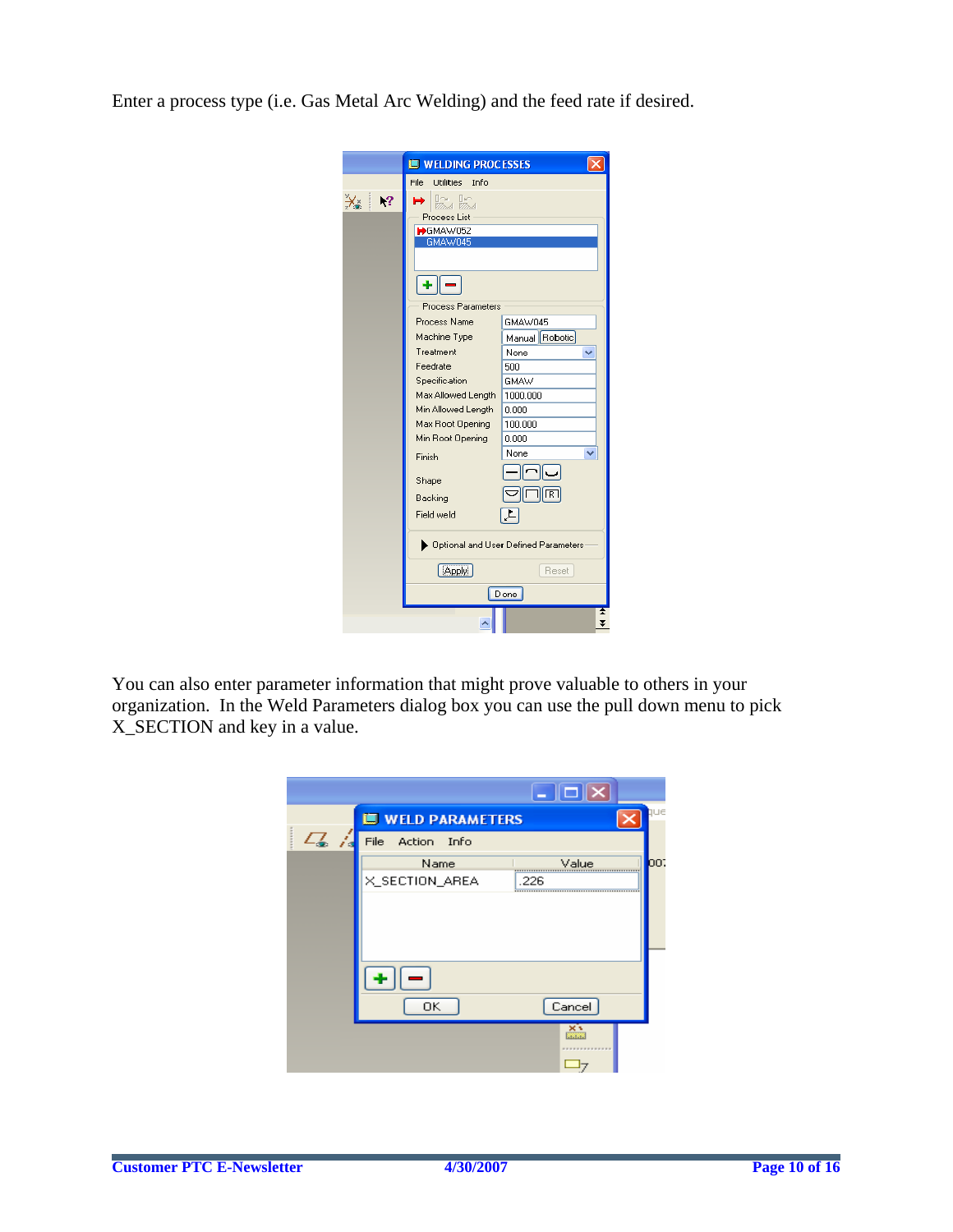Enter a process type (i.e. Gas Metal Arc Welding) and the feed rate if desired.

You can also enter parameter information that might prove valuable to others in your organization. In the Weld Parameters dialog box you can use the pull down menu to pick X_SECTION and key in a value.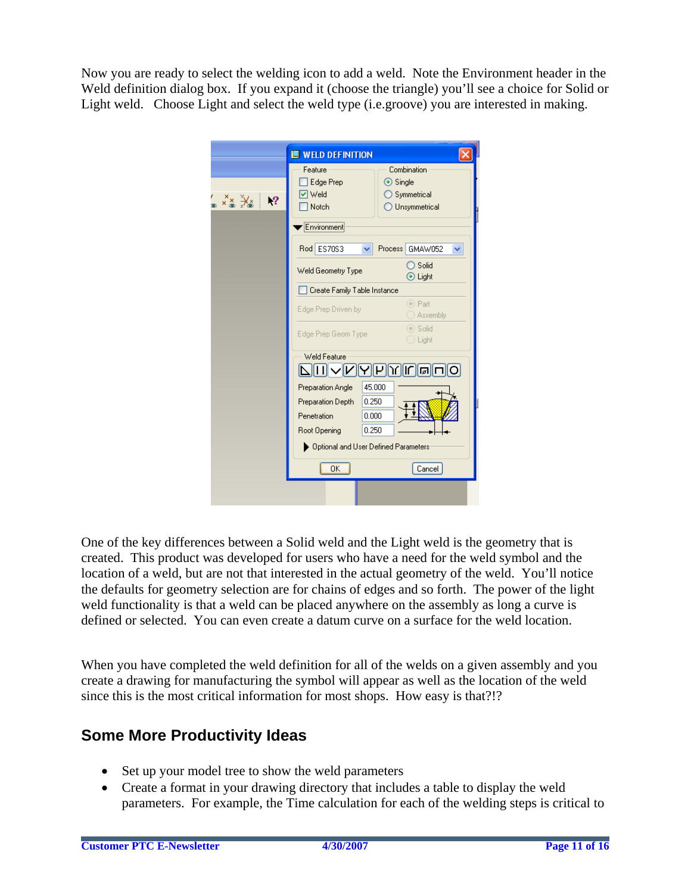Now you are ready to select the welding icon to add a weld. Note the Environment header in the Weld definition dialog box. If you expand it (choose the triangle) you'll see a choice for Solid or Light weld. Choose Light and select the weld type (i.e.groove) you are interested in making.

One of the key differences between a Solid weld and the Light weld is the geometry that is created. This product was developed for users who have a need for the weld symbol and the location of a weld, but are not that interested in the actual geometry of the weld. You'll notice the defaults for geometry selection are for chains of edges and so forth. The power of the light weld functionality is that a weld can be placed anywhere on the assembly as long a curve is defined or selected. You can even create a datum curve on a surface for the weld location.

When you have completed the weld definition for all of the welds on a given assembly and you create a drawing for manufacturing the symbol will appear as well as the location of the weld since this is the most critical information for most shops. How easy is that?!?

## Some More Productivity Ideas

- Set up your model tree to show the weld parameters
- Create a format in your drawing directory that includes a table to display the weld parameters. For example, the Time calculation for each of the welding steps is critical to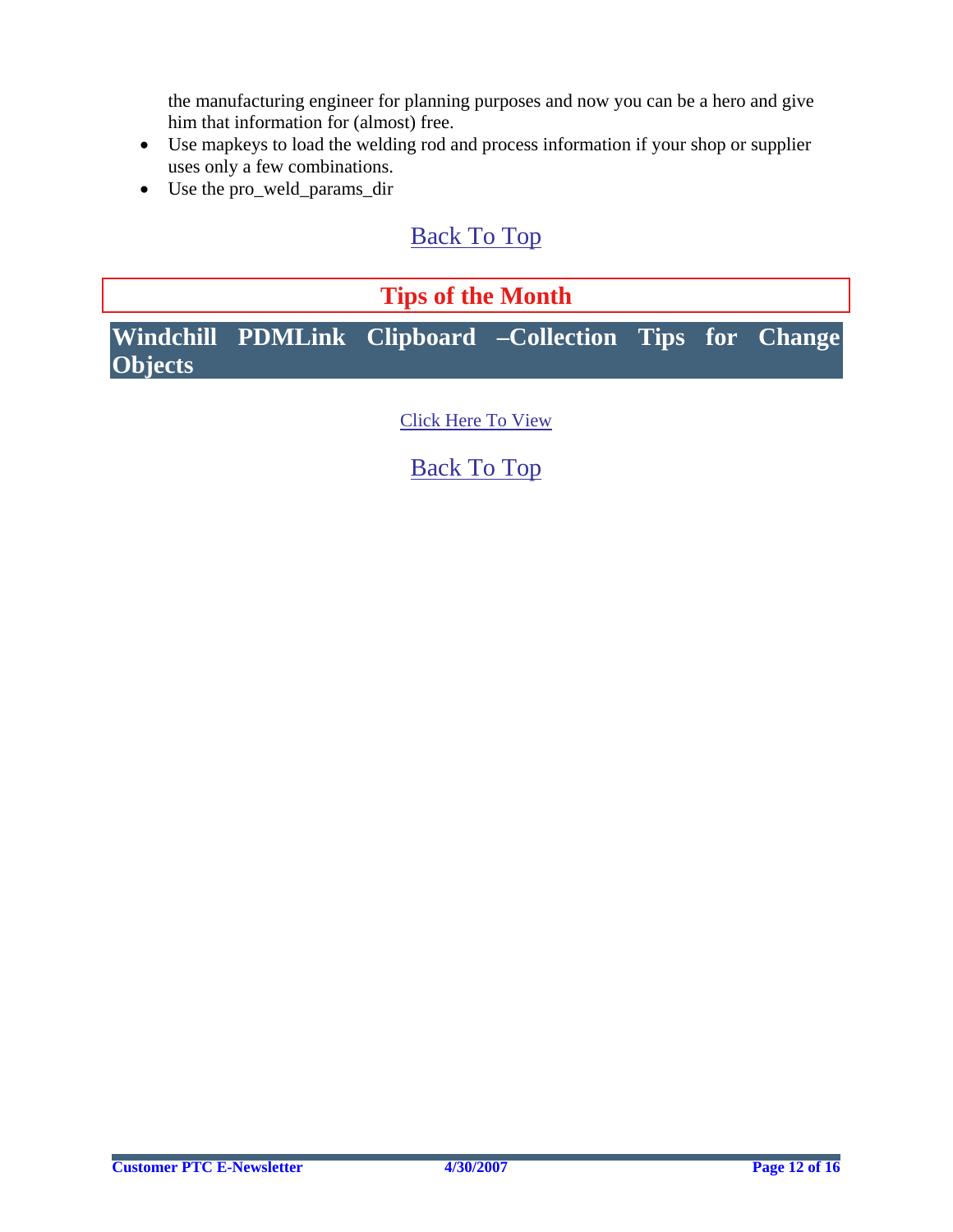the manufacturing engineer for planning purposes and now you can be a hero and give him that information for (almost) free.

- Use mapkeys to load the welding rod and process information if your shop or supplier uses only a few combinations.
- Use the pro_weld_params_dir

Back To Top

# Tips of the Month

## Windchill PDMLink Clipboard –Collection Tips for Change Objects

Click Here To View

Back To Top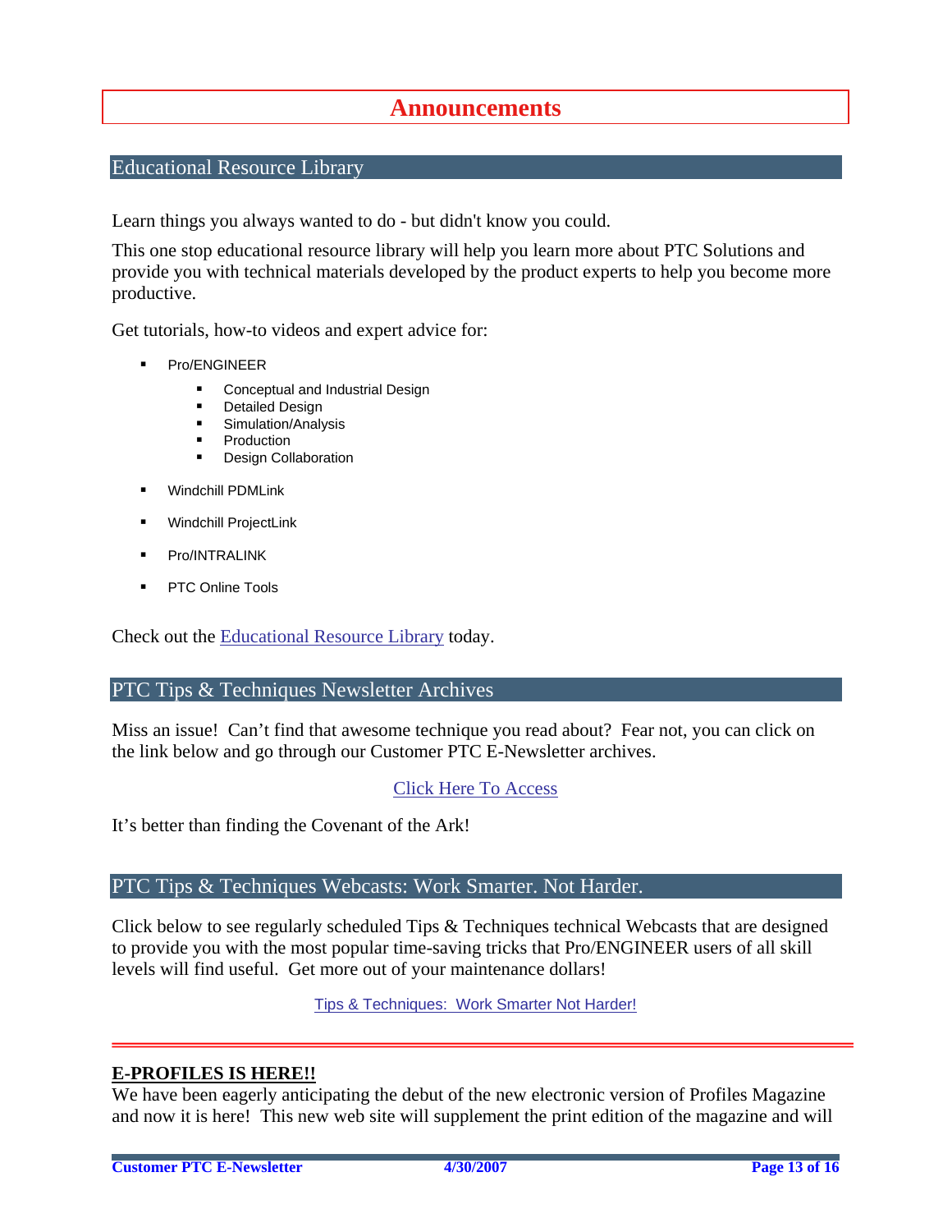# Announcements

## Educational Resource Library

Learn things you always wanted to do - but didn't know you could.

This one stop educational resource library will help you learn more about PTC Solutions and provide you with technical materials developed by the product experts to help you become more productive.

Get tutorials, how-to videos and expert advice for:

- Pro/ENGINEER
  - Conceptual and Industrial Design
  - Detailed Design
  - Simulation/Analysis
  - Production
  - Design Collaboration
- Windchill PDMLink
- Windchill ProjectLink
- Pro/INTRALINK
- PTC Online Tools

Check out the Educational Resource Library today.

## PTC Tips & Techniques Newsletter Archives

Miss an issue! Can't find that awesome technique you read about? Fear not, you can click on the link below and go through our Customer PTC E-Newsletter archives.

Click Here To Access

It's better than finding the Covenant of the Ark!

## PTC Tips & Techniques Webcasts: Work Smarter. Not Harder.

Click below to see regularly scheduled Tips & Techniques technical Webcasts that are designed to provide you with the most popular time-saving tricks that Pro/ENGINEER users of all skill levels will find useful. Get more out of your maintenance dollars!

Tips & Techniques: Work Smarter Not Harder!

---

**E-PROFILES IS HERE!!**

We have been eagerly anticipating the debut of the new electronic version of Profiles Magazine and now it is here! This new web site will supplement the print edition of the magazine and will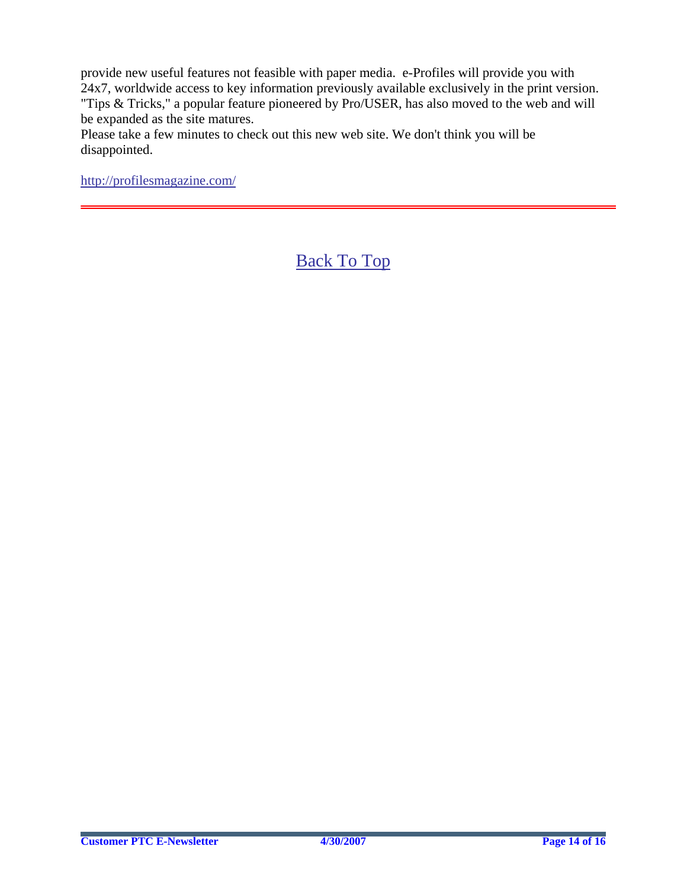provide new useful features not feasible with paper media. e-Profiles will provide you with 24x7, worldwide access to key information previously available exclusively in the print version. "Tips & Tricks," a popular feature pioneered by Pro/USER, has also moved to the web and will be expanded as the site matures.

Please take a few minutes to check out this new web site. We don't think you will be disappointed.

http://profilesmagazine.com/

---

Back To Top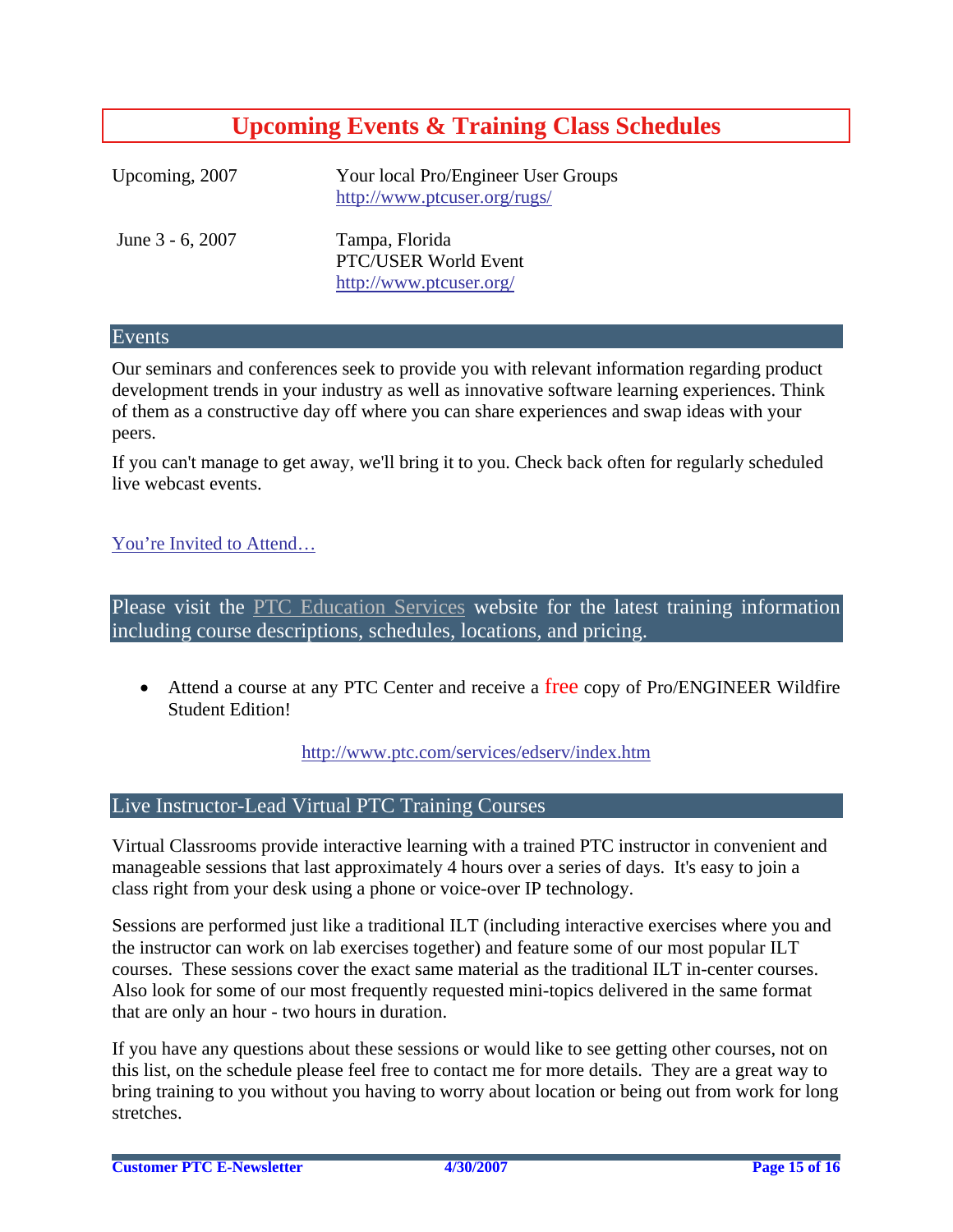# Upcoming Events & Training Class Schedules

| | |
|---|---|
| Upcoming, 2007 | Your local Pro/Engineer User Groups<br>http://www.ptcuser.org/rugs/ |
| June 3 - 6, 2007 | Tampa, Florida<br>PTC/USER World Event<br>http://www.ptcuser.org/ |

## Events

Our seminars and conferences seek to provide you with relevant information regarding product development trends in your industry as well as innovative software learning experiences. Think of them as a constructive day off where you can share experiences and swap ideas with your peers.

If you can't manage to get away, we'll bring it to you. Check back often for regularly scheduled live webcast events.

You're Invited to Attend…

## Please visit the PTC Education Services website for the latest training information including course descriptions, schedules, locations, and pricing.

- Attend a course at any PTC Center and receive a free copy of Pro/ENGINEER Wildfire Student Edition!

http://www.ptc.com/services/edserv/index.htm

## Live Instructor-Lead Virtual PTC Training Courses

Virtual Classrooms provide interactive learning with a trained PTC instructor in convenient and manageable sessions that last approximately 4 hours over a series of days. It's easy to join a class right from your desk using a phone or voice-over IP technology.

Sessions are performed just like a traditional ILT (including interactive exercises where you and the instructor can work on lab exercises together) and feature some of our most popular ILT courses. These sessions cover the exact same material as the traditional ILT in-center courses. Also look for some of our most frequently requested mini-topics delivered in the same format that are only an hour - two hours in duration.

If you have any questions about these sessions or would like to see getting other courses, not on this list, on the schedule please feel free to contact me for more details. They are a great way to bring training to you without you having to worry about location or being out from work for long stretches.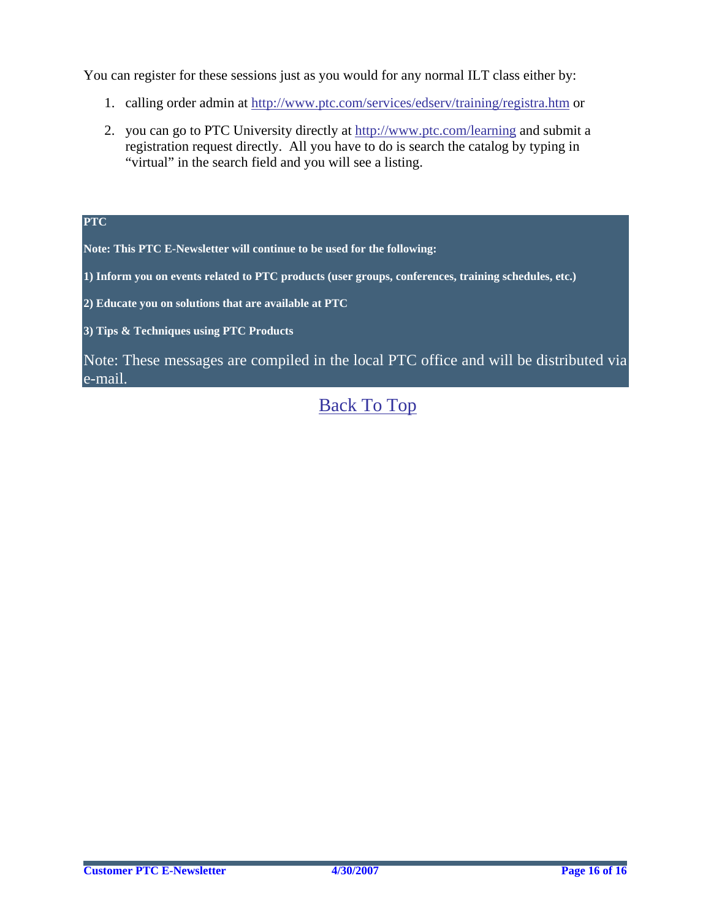You can register for these sessions just as you would for any normal ILT class either by:

1. calling order admin at http://www.ptc.com/services/edserv/training/registra.htm or
2. you can go to PTC University directly at http://www.ptc.com/learning and submit a registration request directly. All you have to do is search the catalog by typing in "virtual" in the search field and you will see a listing.

**PTC**

**Note: This PTC E-Newsletter will continue to be used for the following:**

**1) Inform you on events related to PTC products (user groups, conferences, training schedules, etc.)**

**2) Educate you on solutions that are available at PTC**

**3) Tips & Techniques using PTC Products**

Note: These messages are compiled in the local PTC office and will be distributed via e-mail.

Back To Top